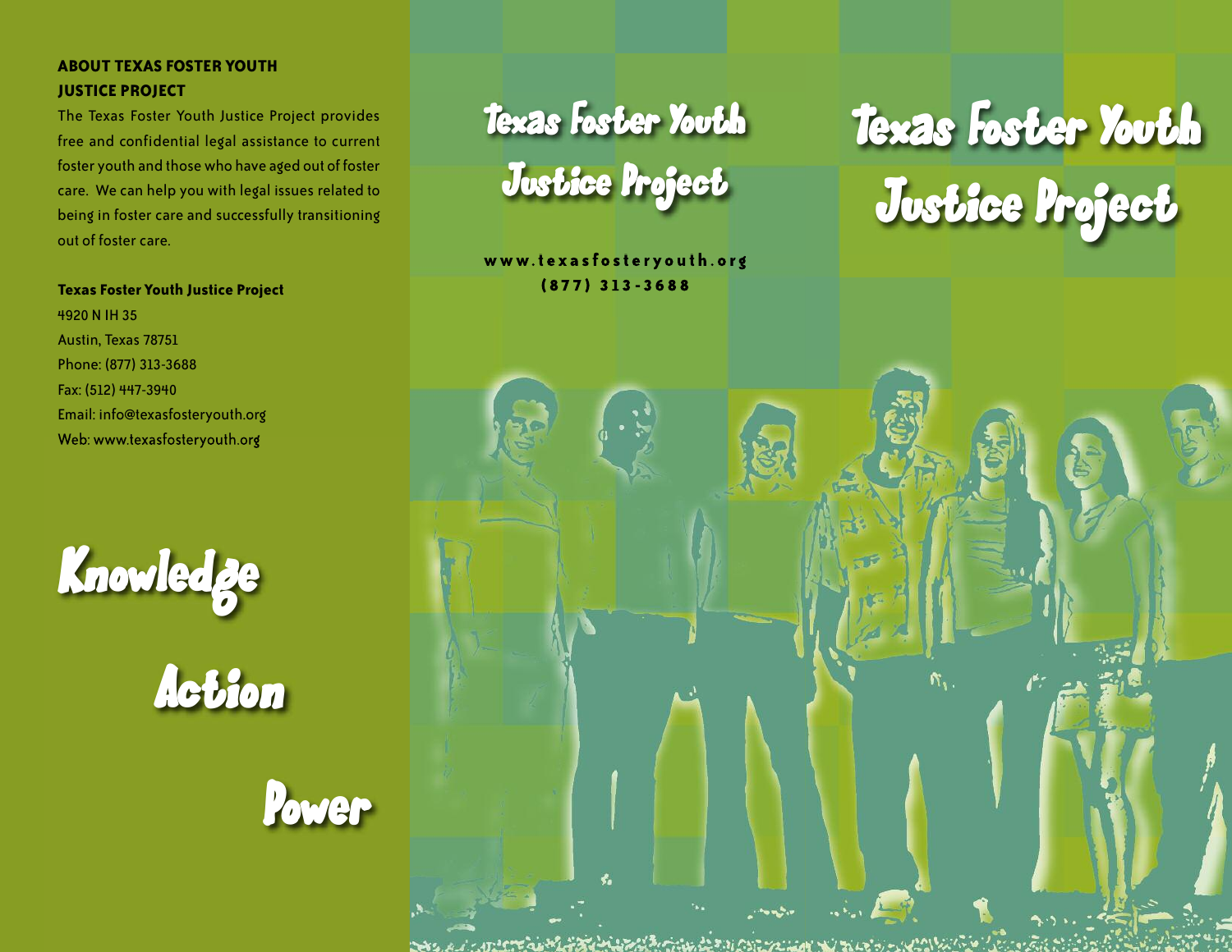## ABOUT TEXAS FOSTER YOUTH JUSTICE PROJECT

The Texas Foster Youth Justice Project provides free and confidential legal assistance to current foster youth and those who have aged out of foster care. We can help you with legal issues related to being in foster care and successfully transitioning out of foster care.

**Texas Foster Youth Justice Project**
4920 N IH 35
Austin, Texas 78751
Phone: (877) 313-3688
Fax: (512) 447-3940
Email: info@texasfosteryouth.org
Web: www.texasfosteryouth.org

Knowledge

Action

Power

# Texas Foster Youth Justice Project

www.texasfosteryouth.org
(877) 313-3688

# Texas Foster Youth Justice Project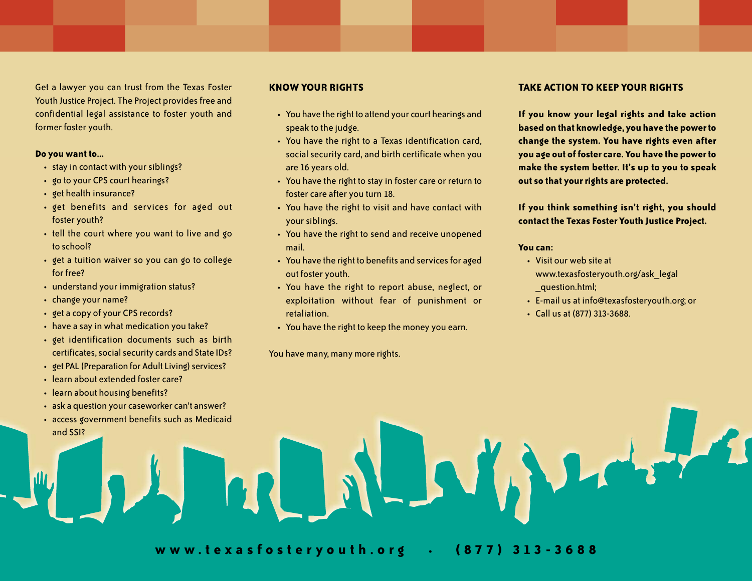Get a lawyer you can trust from the Texas Foster Youth Justice Project. The Project provides free and confidential legal assistance to foster youth and former foster youth.

**Do you want to...**

- stay in contact with your siblings?
- go to your CPS court hearings?
- get health insurance?
- get benefits and services for aged out foster youth?
- tell the court where you want to live and go to school?
- get a tuition waiver so you can go to college for free?
- understand your immigration status?
- change your name?
- get a copy of your CPS records?
- have a say in what medication you take?
- get identification documents such as birth certificates, social security cards and State IDs?
- get PAL (Preparation for Adult Living) services?
- learn about extended foster care?
- learn about housing benefits?
- ask a question your caseworker can't answer?
- access government benefits such as Medicaid and SSI?

## KNOW YOUR RIGHTS

- You have the right to attend your court hearings and speak to the judge.
- You have the right to a Texas identification card, social security card, and birth certificate when you are 16 years old.
- You have the right to stay in foster care or return to foster care after you turn 18.
- You have the right to visit and have contact with your siblings.
- You have the right to send and receive unopened mail.
- You have the right to benefits and services for aged out foster youth.
- You have the right to report abuse, neglect, or exploitation without fear of punishment or retaliation.
- You have the right to keep the money you earn.

You have many, many more rights.

## TAKE ACTION TO KEEP YOUR RIGHTS

**If you know your legal rights and take action based on that knowledge, you have the power to change the system. You have rights even after you age out of foster care. You have the power to make the system better. It's up to you to speak out so that your rights are protected.**

**If you think something isn't right, you should contact the Texas Foster Youth Justice Project.**

**You can:**

- Visit our web site at www.texasfosteryouth.org/ask_legal_question.html;
- E-mail us at info@texasfosteryouth.org; or
- Call us at (877) 313-3688.

**www.texasfosteryouth.org • (877) 313-3688**